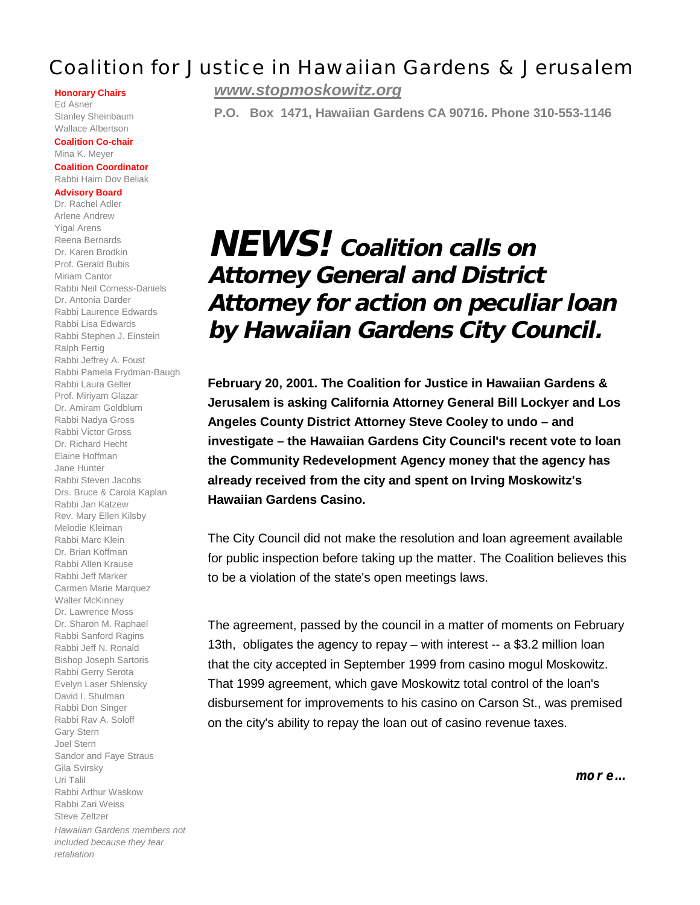# Coalition for Justice in Hawaiian Gardens & Jerusalem

***www.stopmoskowitz.org***

**P.O. Box 1471, Hawaiian Gardens CA 90716. Phone 310-553-1146**

**Honorary Chairs**
Ed Asner
Stanley Sheinbaum
Wallace Albertson

**Coalition Co-chair**
Mina K. Meyer

**Coalition Coordinator**
Rabbi Haim Dov Beliak

**Advisory Board**
Dr. Rachel Adler
Arlene Andrew
Yigal Arens
Reena Bernards
Dr. Karen Brodkin
Prof. Gerald Bubis
Miriam Cantor
Rabbi Neil Comess-Daniels
Dr. Antonia Darder
Rabbi Laurence Edwards
Rabbi Lisa Edwards
Rabbi Stephen J. Einstein
Ralph Fertig
Rabbi Jeffrey A. Foust
Rabbi Pamela Frydman-Baugh
Rabbi Laura Geller
Prof. Miriyam Glazar
Dr. Amiram Goldblum
Rabbi Nadya Gross
Rabbi Victor Gross
Dr. Richard Hecht
Elaine Hoffman
Jane Hunter
Rabbi Steven Jacobs
Drs. Bruce & Carola Kaplan
Rabbi Jan Katzew
Rev. Mary Ellen Kilsby
Melodie Kleiman
Rabbi Marc Klein
Dr. Brian Koffman
Rabbi Allen Krause
Rabbi Jeff Marker
Carmen Marie Marquez
Walter McKinney
Dr. Lawrence Moss
Dr. Sharon M. Raphael
Rabbi Sanford Ragins
Rabbi Jeff N. Ronald
Bishop Joseph Sartoris
Rabbi Gerry Serota
Evelyn Laser Shlensky
David I. Shulman
Rabbi Don Singer
Rabbi Rav A. Soloff
Gary Stern
Joel Stern
Sandor and Faye Straus
Gila Svirsky
Uri Talil
Rabbi Arthur Waskow
Rabbi Zari Weiss
Steve Zeltzer

*Hawaiian Gardens members not included because they fear retaliation*

## *NEWS! Coalition calls on Attorney General and District Attorney for action on peculiar loan by Hawaiian Gardens City Council.*

**February 20, 2001. The Coalition for Justice in Hawaiian Gardens & Jerusalem is asking California Attorney General Bill Lockyer and Los Angeles County District Attorney Steve Cooley to undo – and investigate – the Hawaiian Gardens City Council's recent vote to loan the Community Redevelopment Agency money that the agency has already received from the city and spent on Irving Moskowitz's Hawaiian Gardens Casino.**

The City Council did not make the resolution and loan agreement available for public inspection before taking up the matter. The Coalition believes this to be a violation of the state's open meetings laws.

The agreement, passed by the council in a matter of moments on February 13th, obligates the agency to repay – with interest -- a $3.2 million loan that the city accepted in September 1999 from casino mogul Moskowitz. That 1999 agreement, which gave Moskowitz total control of the loan's disbursement for improvements to his casino on Carson St., was premised on the city's ability to repay the loan out of casino revenue taxes.

***more…***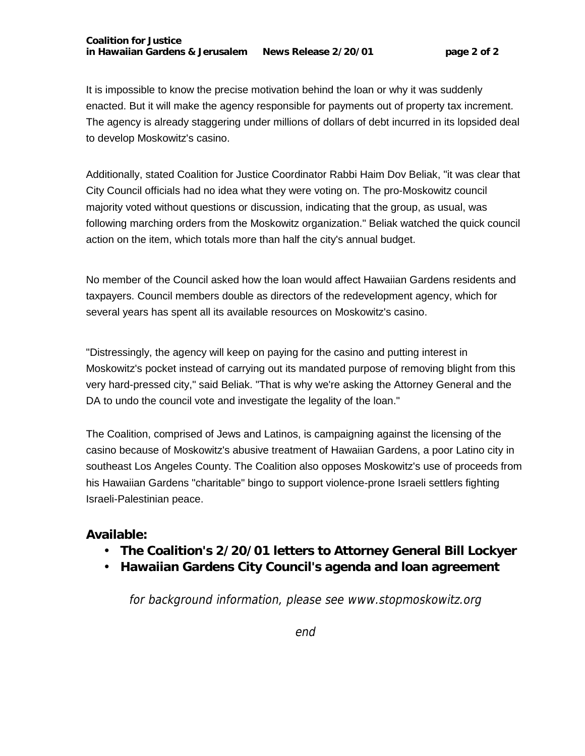It is impossible to know the precise motivation behind the loan or why it was suddenly enacted. But it will make the agency responsible for payments out of property tax increment. The agency is already staggering under millions of dollars of debt incurred in its lopsided deal to develop Moskowitz's casino.

Additionally, stated Coalition for Justice Coordinator Rabbi Haim Dov Beliak, "it was clear that City Council officials had no idea what they were voting on. The pro-Moskowitz council majority voted without questions or discussion, indicating that the group, as usual, was following marching orders from the Moskowitz organization." Beliak watched the quick council action on the item, which totals more than half the city's annual budget.

No member of the Council asked how the loan would affect Hawaiian Gardens residents and taxpayers. Council members double as directors of the redevelopment agency, which for several years has spent all its available resources on Moskowitz's casino.

"Distressingly, the agency will keep on paying for the casino and putting interest in Moskowitz's pocket instead of carrying out its mandated purpose of removing blight from this very hard-pressed city," said Beliak. "That is why we're asking the Attorney General and the DA to undo the council vote and investigate the legality of the loan."

The Coalition, comprised of Jews and Latinos, is campaigning against the licensing of the casino because of Moskowitz's abusive treatment of Hawaiian Gardens, a poor Latino city in southeast Los Angeles County. The Coalition also opposes Moskowitz's use of proceeds from his Hawaiian Gardens "charitable" bingo to support violence-prone Israeli settlers fighting Israeli-Palestinian peace.

### Available:

- **The Coalition's 2/20/01 letters to Attorney General Bill Lockyer**
- **Hawaiian Gardens City Council's agenda and loan agreement**

*for background information, please see www.stopmoskowitz.org*

*end*